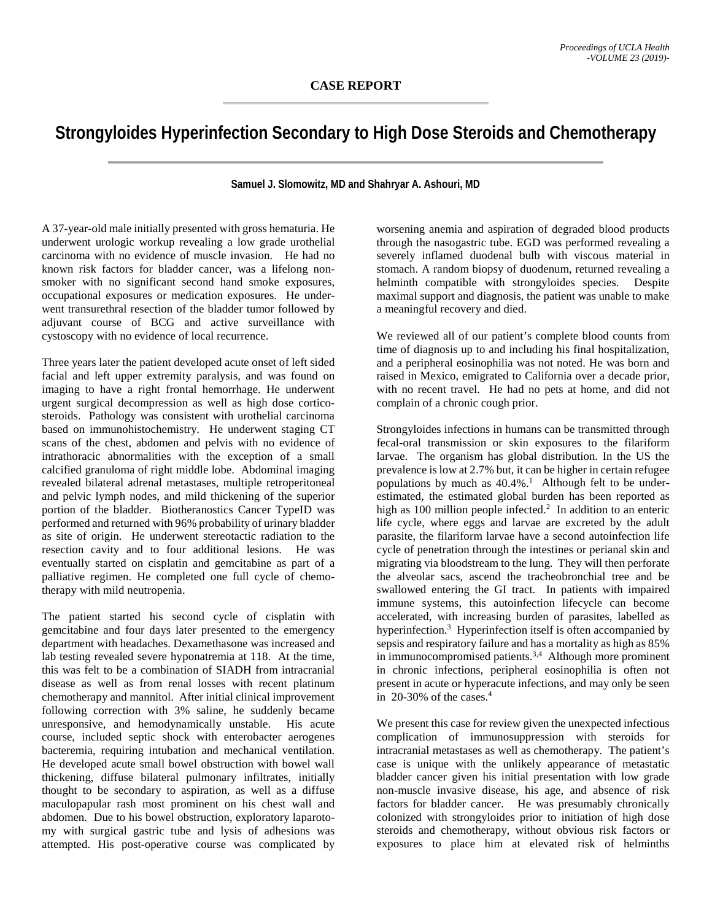CASE REPORT

# Strongyloides Hyperinfection Secondary to High Dose Steroids and Chemotherapy

**Samuel J. Slomowitz, MD and Shahryar A. Ashouri, MD**

A 37-year-old male initially presented with gross hematuria. He underwent urologic workup revealing a low grade urothelial carcinoma with no evidence of muscle invasion. He had no known risk factors for bladder cancer, was a lifelong non-smoker with no significant second hand smoke exposures, occupational exposures or medication exposures. He underwent transurethral resection of the bladder tumor followed by adjuvant course of BCG and active surveillance with cystoscopy with no evidence of local recurrence.

Three years later the patient developed acute onset of left sided facial and left upper extremity paralysis, and was found on imaging to have a right frontal hemorrhage. He underwent urgent surgical decompression as well as high dose corticosteroids. Pathology was consistent with urothelial carcinoma based on immunohistochemistry. He underwent staging CT scans of the chest, abdomen and pelvis with no evidence of intrathoracic abnormalities with the exception of a small calcified granuloma of right middle lobe. Abdominal imaging revealed bilateral adrenal metastases, multiple retroperitoneal and pelvic lymph nodes, and mild thickening of the superior portion of the bladder. Biotheranostics Cancer TypeID was performed and returned with 96% probability of urinary bladder as site of origin. He underwent stereotactic radiation to the resection cavity and to four additional lesions. He was eventually started on cisplatin and gemcitabine as part of a palliative regimen. He completed one full cycle of chemotherapy with mild neutropenia.

The patient started his second cycle of cisplatin with gemcitabine and four days later presented to the emergency department with headaches. Dexamethasone was increased and lab testing revealed severe hyponatremia at 118. At the time, this was felt to be a combination of SIADH from intracranial disease as well as from renal losses with recent platinum chemotherapy and mannitol. After initial clinical improvement following correction with 3% saline, he suddenly became unresponsive, and hemodynamically unstable. His acute course, included septic shock with enterobacter aerogenes bacteremia, requiring intubation and mechanical ventilation. He developed acute small bowel obstruction with bowel wall thickening, diffuse bilateral pulmonary infiltrates, initially thought to be secondary to aspiration, as well as a diffuse maculopapular rash most prominent on his chest wall and abdomen. Due to his bowel obstruction, exploratory laparotomy with surgical gastric tube and lysis of adhesions was attempted. His post-operative course was complicated by worsening anemia and aspiration of degraded blood products through the nasogastric tube. EGD was performed revealing a severely inflamed duodenal bulb with viscous material in stomach. A random biopsy of duodenum, returned revealing a helminth compatible with strongyloides species. Despite maximal support and diagnosis, the patient was unable to make a meaningful recovery and died.

We reviewed all of our patient's complete blood counts from time of diagnosis up to and including his final hospitalization, and a peripheral eosinophilia was not noted. He was born and raised in Mexico, emigrated to California over a decade prior, with no recent travel. He had no pets at home, and did not complain of a chronic cough prior.

Strongyloides infections in humans can be transmitted through fecal-oral transmission or skin exposures to the filariform larvae. The organism has global distribution. In the US the prevalence is low at 2.7% but, it can be higher in certain refugee populations by much as 40.4%.[1] Although felt to be under-estimated, the estimated global burden has been reported as high as 100 million people infected.[2] In addition to an enteric life cycle, where eggs and larvae are excreted by the adult parasite, the filariform larvae have a second autoinfection life cycle of penetration through the intestines or perianal skin and migrating via bloodstream to the lung. They will then perforate the alveolar sacs, ascend the tracheobronchial tree and be swallowed entering the GI tract. In patients with impaired immune systems, this autoinfection lifecycle can become accelerated, with increasing burden of parasites, labelled as hyperinfection.[3] Hyperinfection itself is often accompanied by sepsis and respiratory failure and has a mortality as high as 85% in immunocompromised patients.[3,4] Although more prominent in chronic infections, peripheral eosinophilia is often not present in acute or hyperacute infections, and may only be seen in 20-30% of the cases.[4]

We present this case for review given the unexpected infectious complication of immunosuppression with steroids for intracranial metastases as well as chemotherapy. The patient's case is unique with the unlikely appearance of metastatic bladder cancer given his initial presentation with low grade non-muscle invasive disease, his age, and absence of risk factors for bladder cancer. He was presumably chronically colonized with strongyloides prior to initiation of high dose steroids and chemotherapy, without obvious risk factors or exposures to place him at elevated risk of helminths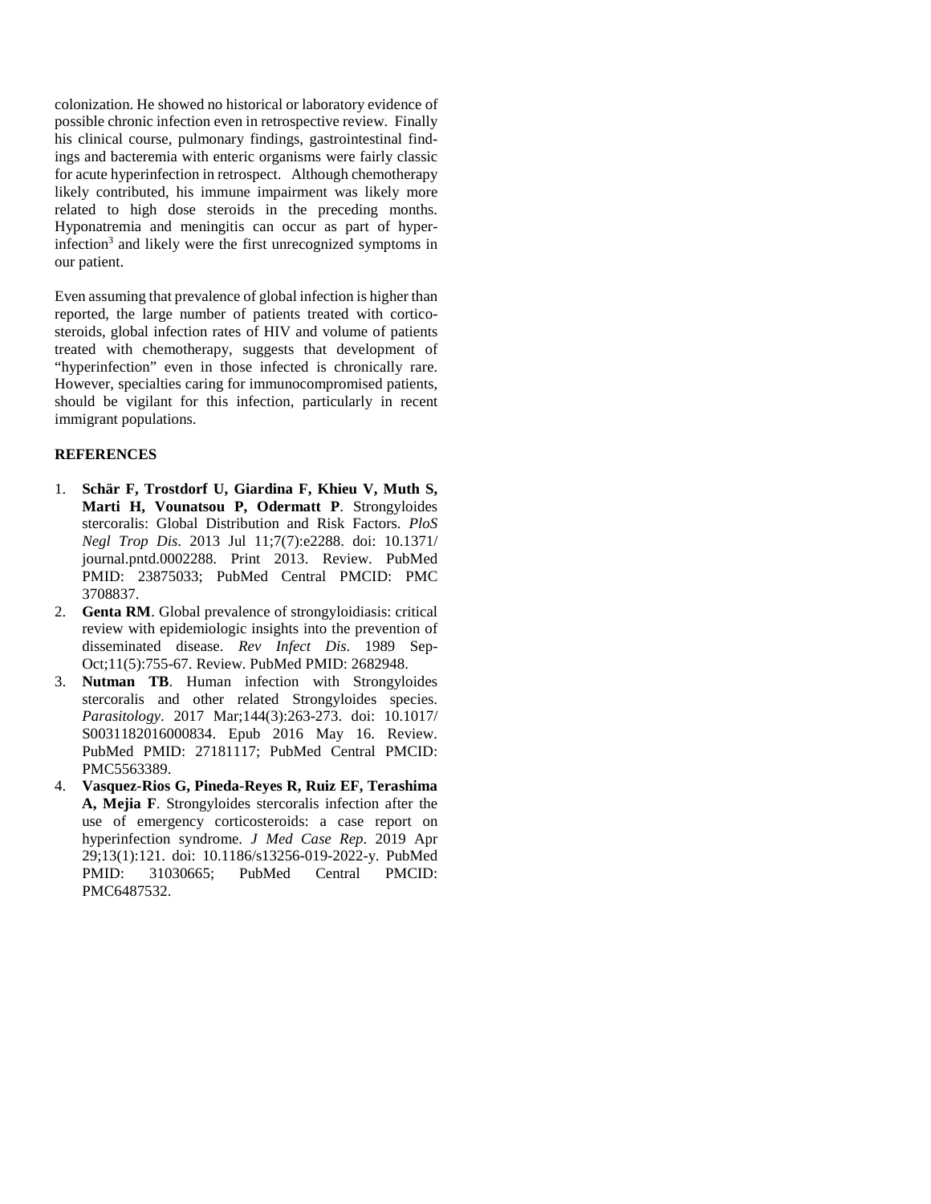colonization. He showed no historical or laboratory evidence of possible chronic infection even in retrospective review. Finally his clinical course, pulmonary findings, gastrointestinal findings and bacteremia with enteric organisms were fairly classic for acute hyperinfection in retrospect. Although chemotherapy likely contributed, his immune impairment was likely more related to high dose steroids in the preceding months. Hyponatremia and meningitis can occur as part of hyperinfection[3] and likely were the first unrecognized symptoms in our patient.

Even assuming that prevalence of global infection is higher than reported, the large number of patients treated with corticosteroids, global infection rates of HIV and volume of patients treated with chemotherapy, suggests that development of "hyperinfection" even in those infected is chronically rare. However, specialties caring for immunocompromised patients, should be vigilant for this infection, particularly in recent immigrant populations.

## REFERENCES

1. **Schär F, Trostdorf U, Giardina F, Khieu V, Muth S, Marti H, Vounatsou P, Odermatt P**. Strongyloides stercoralis: Global Distribution and Risk Factors. *PloS Negl Trop Dis*. 2013 Jul 11;7(7):e2288. doi: 10.1371/journal.pntd.0002288. Print 2013. Review. PubMed PMID: 23875033; PubMed Central PMCID: PMC 3708837.
2. **Genta RM**. Global prevalence of strongyloidiasis: critical review with epidemiologic insights into the prevention of disseminated disease. *Rev Infect Dis*. 1989 Sep-Oct;11(5):755-67. Review. PubMed PMID: 2682948.
3. **Nutman TB**. Human infection with Strongyloides stercoralis and other related Strongyloides species. *Parasitology*. 2017 Mar;144(3):263-273. doi: 10.1017/S0031182016000834. Epub 2016 May 16. Review. PubMed PMID: 27181117; PubMed Central PMCID: PMC5563389.
4. **Vasquez-Rios G, Pineda-Reyes R, Ruiz EF, Terashima A, Mejia F**. Strongyloides stercoralis infection after the use of emergency corticosteroids: a case report on hyperinfection syndrome. *J Med Case Rep*. 2019 Apr 29;13(1):121. doi: 10.1186/s13256-019-2022-y. PubMed PMID: 31030665; PubMed Central PMCID: PMC6487532.